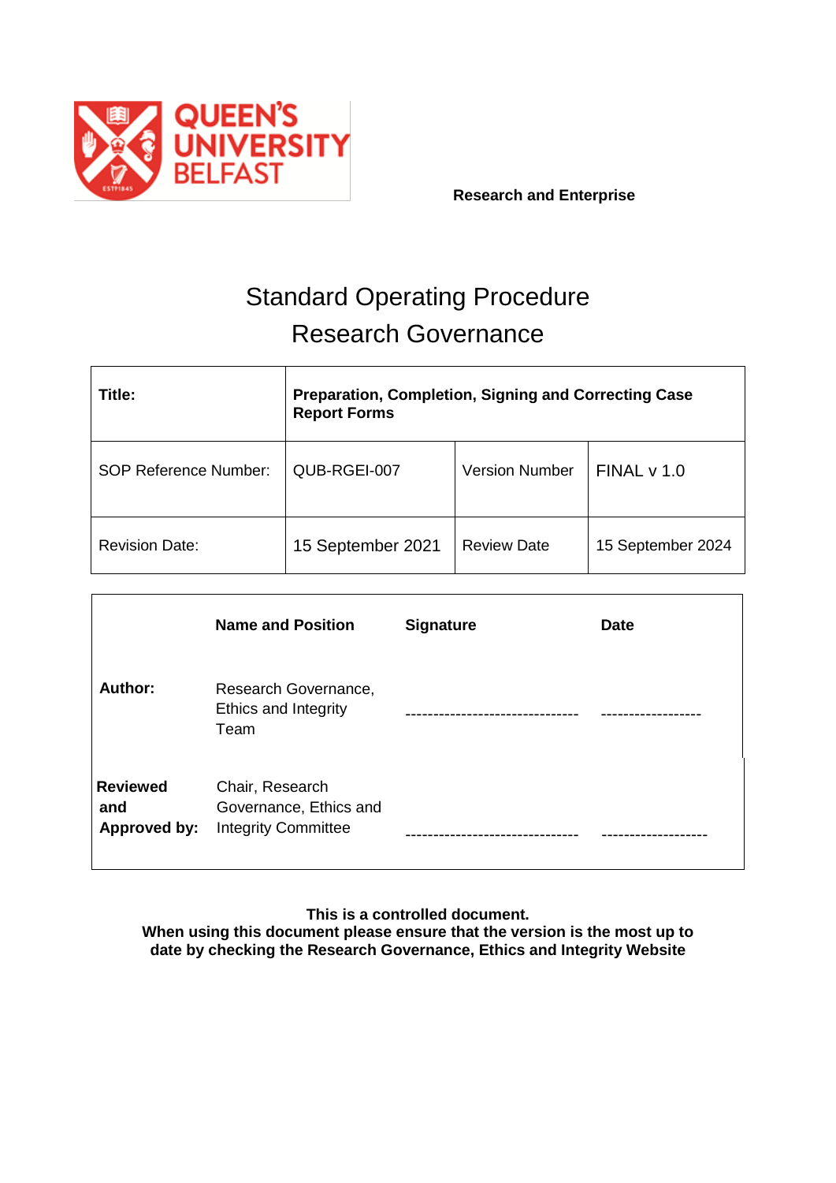Research and Enterprise

# Standard Operating Procedure
# Research Governance

| Title: | Preparation, Completion, Signing and Correcting Case Report Forms | | |
|---|---|---|---|
| SOP Reference Number: | QUB-RGEI-007 | Version Number | FINAL v 1.0 |
| Revision Date: | 15 September 2021 | Review Date | 15 September 2024 |

| | Name and Position | Signature | Date |
|---|---|---|---|
| **Author:** | Research Governance, Ethics and Integrity Team | ------------------------------- | ------------------ |
| **Reviewed and Approved by:** | Chair, Research Governance, Ethics and Integrity Committee | ------------------------------- | ------------------- |

**This is a controlled document.**
**When using this document please ensure that the version is the most up to date by checking the Research Governance, Ethics and Integrity Website**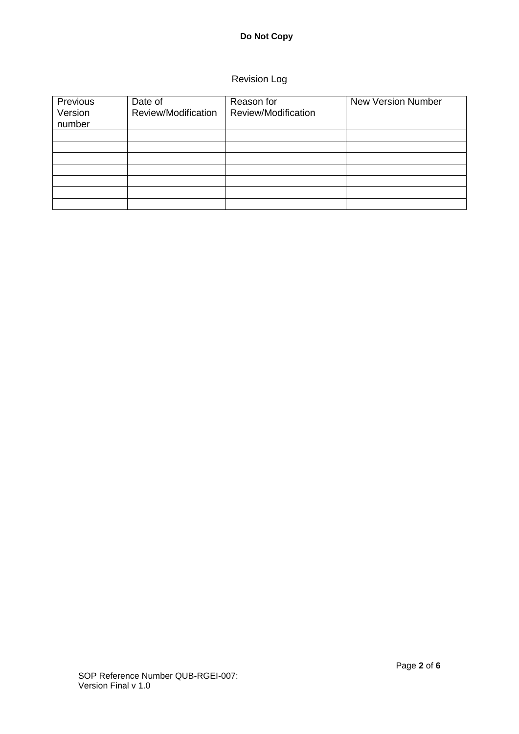Revision Log

| Previous Version number | Date of Review/Modification | Reason for Review/Modification | New Version Number |
|---|---|---|---|
| | | | |
| | | | |
| | | | |
| | | | |
| | | | |
| | | | |
| | | | |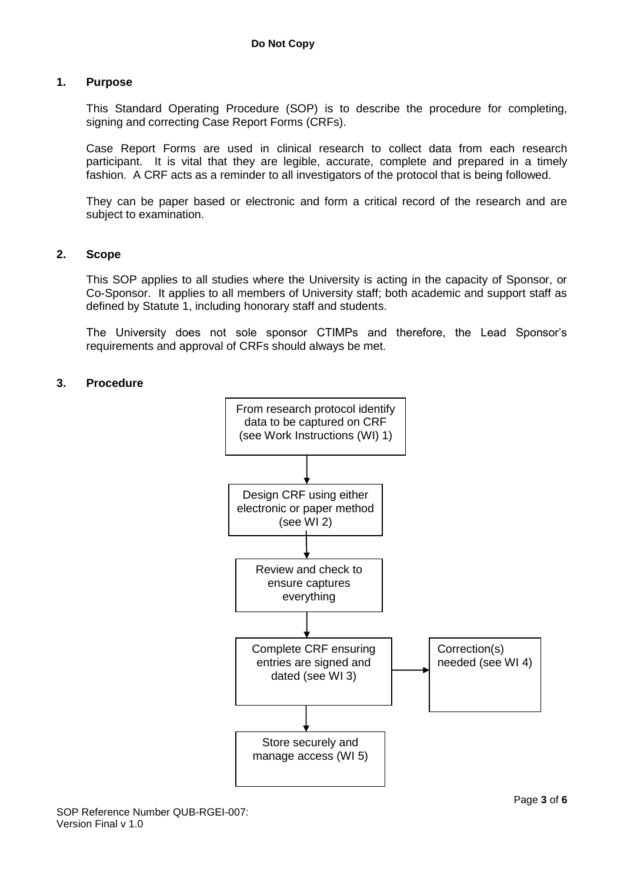## 1. Purpose

This Standard Operating Procedure (SOP) is to describe the procedure for completing, signing and correcting Case Report Forms (CRFs).

Case Report Forms are used in clinical research to collect data from each research participant. It is vital that they are legible, accurate, complete and prepared in a timely fashion. A CRF acts as a reminder to all investigators of the protocol that is being followed.

They can be paper based or electronic and form a critical record of the research and are subject to examination.

## 2. Scope

This SOP applies to all studies where the University is acting in the capacity of Sponsor, or Co-Sponsor. It applies to all members of University staff; both academic and support staff as defined by Statute 1, including honorary staff and students.

The University does not sole sponsor CTIMPs and therefore, the Lead Sponsor's requirements and approval of CRFs should always be met.

## 3. Procedure

From research protocol identify data to be captured on CRF (see Work Instructions (WI) 1)

↓

Design CRF using either electronic or paper method (see WI 2)

↓

Review and check to ensure captures everything

↓

Complete CRF ensuring entries are signed and dated (see WI 3) → Correction(s) needed (see WI 4)

↓

Store securely and manage access (WI 5)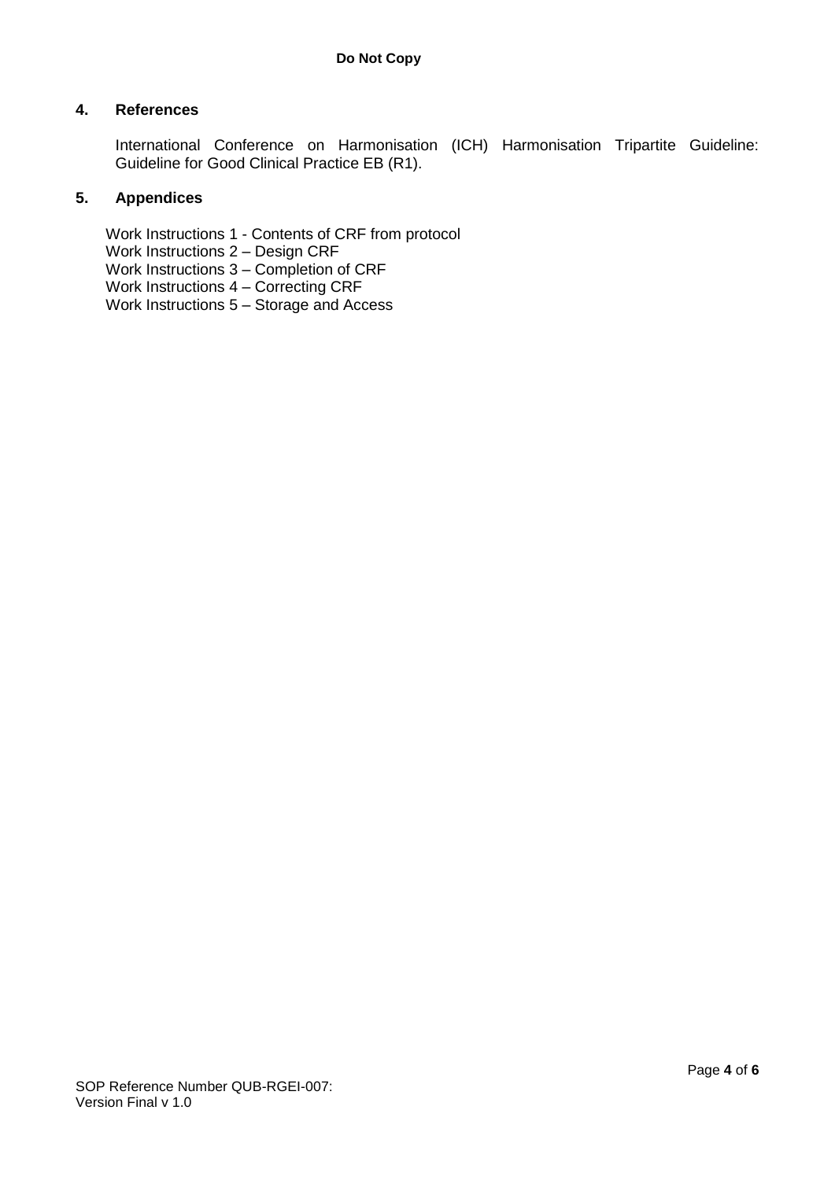## 4. References

International Conference on Harmonisation (ICH) Harmonisation Tripartite Guideline: Guideline for Good Clinical Practice EB (R1).

## 5. Appendices

Work Instructions 1 - Contents of CRF from protocol
Work Instructions 2 – Design CRF
Work Instructions 3 – Completion of CRF
Work Instructions 4 – Correcting CRF
Work Instructions 5 – Storage and Access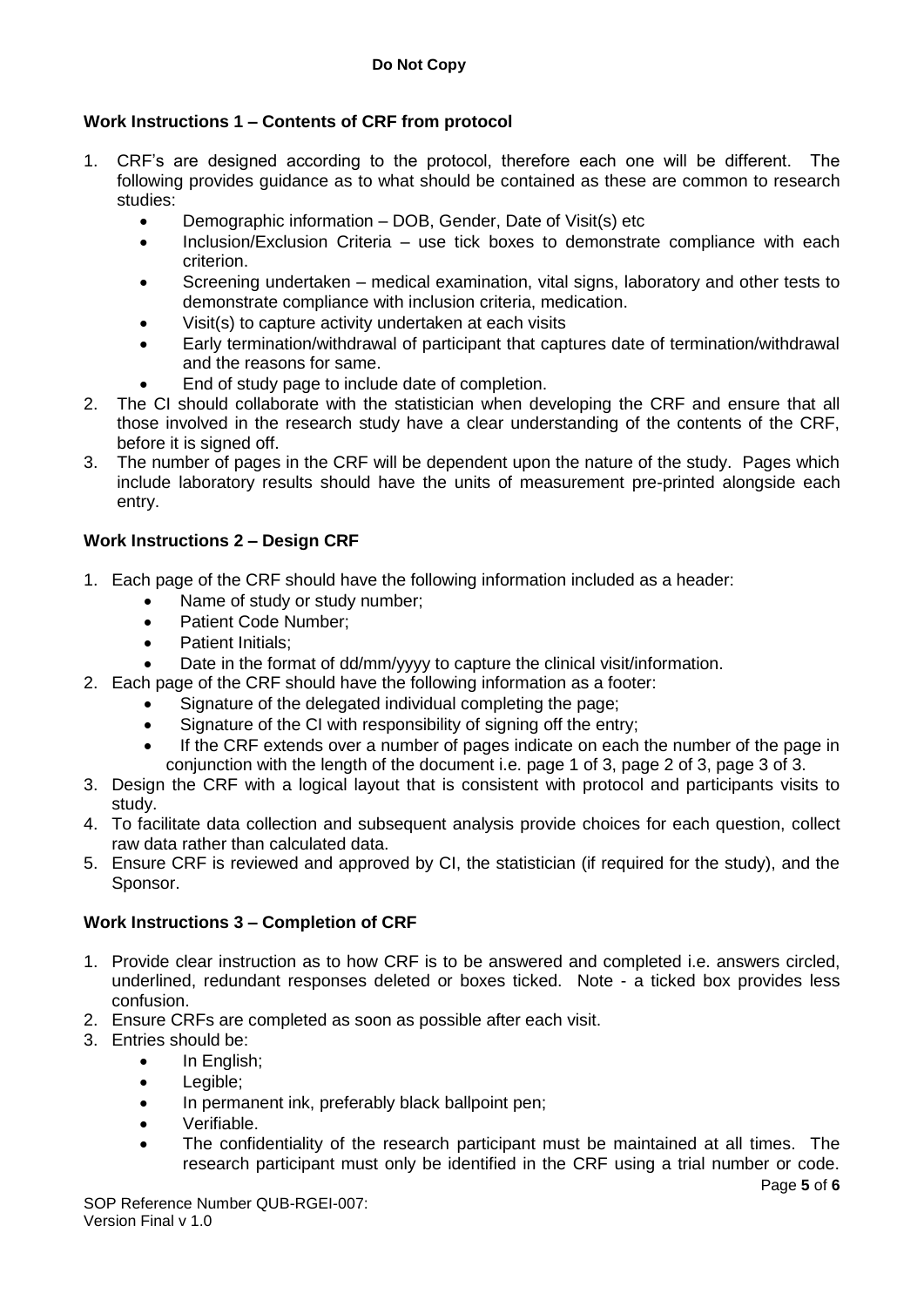## Work Instructions 1 – Contents of CRF from protocol

1. CRF's are designed according to the protocol, therefore each one will be different. The following provides guidance as to what should be contained as these are common to research studies:
   - Demographic information – DOB, Gender, Date of Visit(s) etc
   - Inclusion/Exclusion Criteria – use tick boxes to demonstrate compliance with each criterion.
   - Screening undertaken – medical examination, vital signs, laboratory and other tests to demonstrate compliance with inclusion criteria, medication.
   - Visit(s) to capture activity undertaken at each visits
   - Early termination/withdrawal of participant that captures date of termination/withdrawal and the reasons for same.
   - End of study page to include date of completion.
2. The CI should collaborate with the statistician when developing the CRF and ensure that all those involved in the research study have a clear understanding of the contents of the CRF, before it is signed off.
3. The number of pages in the CRF will be dependent upon the nature of the study. Pages which include laboratory results should have the units of measurement pre-printed alongside each entry.

## Work Instructions 2 – Design CRF

1. Each page of the CRF should have the following information included as a header:
   - Name of study or study number;
   - Patient Code Number;
   - Patient Initials;
   - Date in the format of dd/mm/yyyy to capture the clinical visit/information.
2. Each page of the CRF should have the following information as a footer:
   - Signature of the delegated individual completing the page;
   - Signature of the CI with responsibility of signing off the entry;
   - If the CRF extends over a number of pages indicate on each the number of the page in conjunction with the length of the document i.e. page 1 of 3, page 2 of 3, page 3 of 3.
3. Design the CRF with a logical layout that is consistent with protocol and participants visits to study.
4. To facilitate data collection and subsequent analysis provide choices for each question, collect raw data rather than calculated data.
5. Ensure CRF is reviewed and approved by CI, the statistician (if required for the study), and the Sponsor.

## Work Instructions 3 – Completion of CRF

1. Provide clear instruction as to how CRF is to be answered and completed i.e. answers circled, underlined, redundant responses deleted or boxes ticked. Note - a ticked box provides less confusion.
2. Ensure CRFs are completed as soon as possible after each visit.
3. Entries should be:
   - In English;
   - Legible;
   - In permanent ink, preferably black ballpoint pen;
   - Verifiable.
   - The confidentiality of the research participant must be maintained at all times. The research participant must only be identified in the CRF using a trial number or code.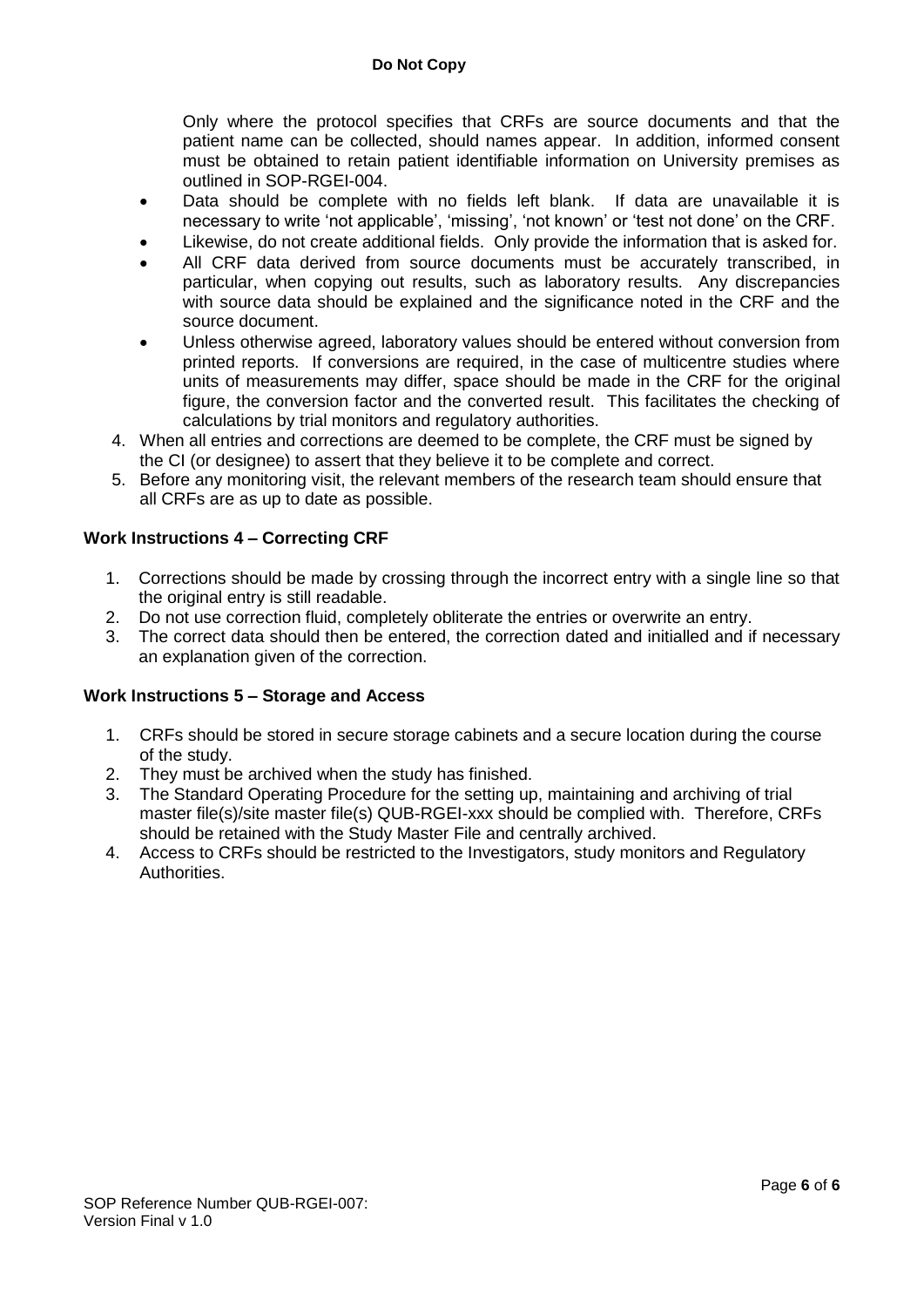Only where the protocol specifies that CRFs are source documents and that the patient name can be collected, should names appear. In addition, informed consent must be obtained to retain patient identifiable information on University premises as outlined in SOP-RGEI-004.

- Data should be complete with no fields left blank. If data are unavailable it is necessary to write 'not applicable', 'missing', 'not known' or 'test not done' on the CRF.
- Likewise, do not create additional fields. Only provide the information that is asked for.
- All CRF data derived from source documents must be accurately transcribed, in particular, when copying out results, such as laboratory results. Any discrepancies with source data should be explained and the significance noted in the CRF and the source document.
- Unless otherwise agreed, laboratory values should be entered without conversion from printed reports. If conversions are required, in the case of multicentre studies where units of measurements may differ, space should be made in the CRF for the original figure, the conversion factor and the converted result. This facilitates the checking of calculations by trial monitors and regulatory authorities.

4. When all entries and corrections are deemed to be complete, the CRF must be signed by the CI (or designee) to assert that they believe it to be complete and correct.
5. Before any monitoring visit, the relevant members of the research team should ensure that all CRFs are as up to date as possible.

### Work Instructions 4 – Correcting CRF

1. Corrections should be made by crossing through the incorrect entry with a single line so that the original entry is still readable.
2. Do not use correction fluid, completely obliterate the entries or overwrite an entry.
3. The correct data should then be entered, the correction dated and initialled and if necessary an explanation given of the correction.

### Work Instructions 5 – Storage and Access

1. CRFs should be stored in secure storage cabinets and a secure location during the course of the study.
2. They must be archived when the study has finished.
3. The Standard Operating Procedure for the setting up, maintaining and archiving of trial master file(s)/site master file(s) QUB-RGEI-xxx should be complied with. Therefore, CRFs should be retained with the Study Master File and centrally archived.
4. Access to CRFs should be restricted to the Investigators, study monitors and Regulatory Authorities.